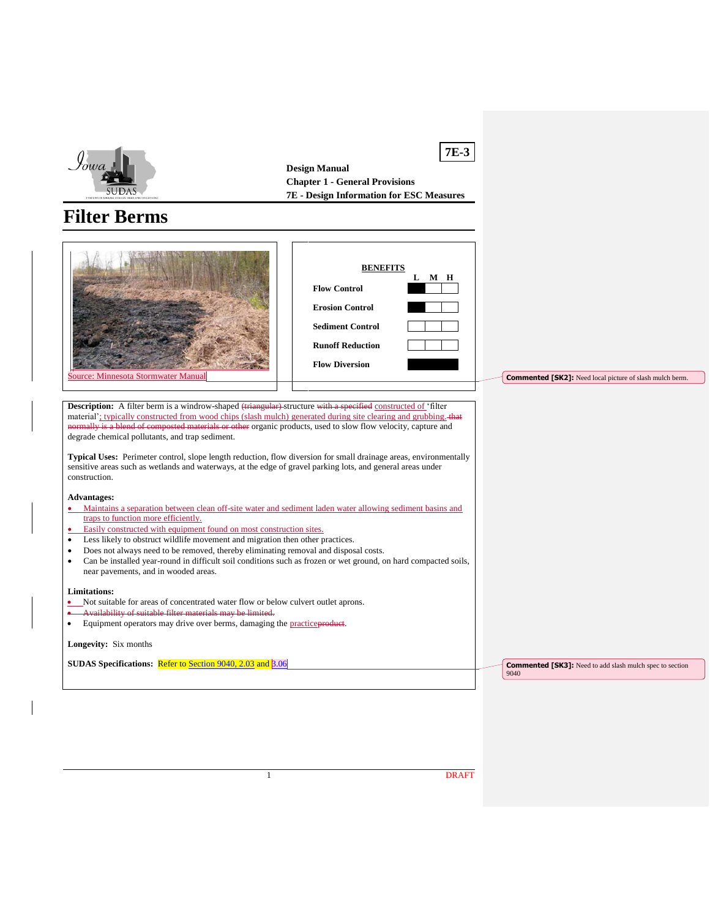# Filter Berms

**Design Manual**
**Chapter 1 - General Provisions**
**7E - Design Information for ESC Measures**

**7E-3**

Source: Minnesota Stormwater Manual

**BENEFITS**

| | L | M | H |
|---|---|---|---|
| **Flow Control** | ■ | | |
| **Erosion Control** | ■ | | |
| **Sediment Control** | | | |
| **Runoff Reduction** | | | |
| **Flow Diversion** | ■ | ■ | ■ |

**Description:** A filter berm is a windrow-shaped ~~(triangular)~~ structure ~~with a specified~~ constructed of 'filter material'; typically constructed from wood chips (slash mulch) generated during site clearing and grubbing. ~~that normally is a blend of composted materials or other~~ organic products, used to slow flow velocity, capture and degrade chemical pollutants, and trap sediment.

**Typical Uses:** Perimeter control, slope length reduction, flow diversion for small drainage areas, environmentally sensitive areas such as wetlands and waterways, at the edge of gravel parking lots, and general areas under construction.

**Advantages:**

- Maintains a separation between clean off-site water and sediment laden water allowing sediment basins and traps to function more efficiently.
- Easily constructed with equipment found on most construction sites.
- Less likely to obstruct wildlife movement and migration then other practices.
- Does not always need to be removed, thereby eliminating removal and disposal costs.
- Can be installed year-round in difficult soil conditions such as frozen or wet ground, on hard compacted soils, near pavements, and in wooded areas.

**Limitations:**

- Not suitable for areas of concentrated water flow or below culvert outlet aprons.
- ~~Availability of suitable filter materials may be limited.~~
- Equipment operators may drive over berms, damaging the practice ~~product~~.

**Longevity:** Six months

**SUDAS Specifications:** Refer to Section 9040, 2.03 and 3.06

Commented [SK2]: Need local picture of slash mulch berm.

Commented [SK3]: Need to add slash mulch spec to section 9040

DRAFT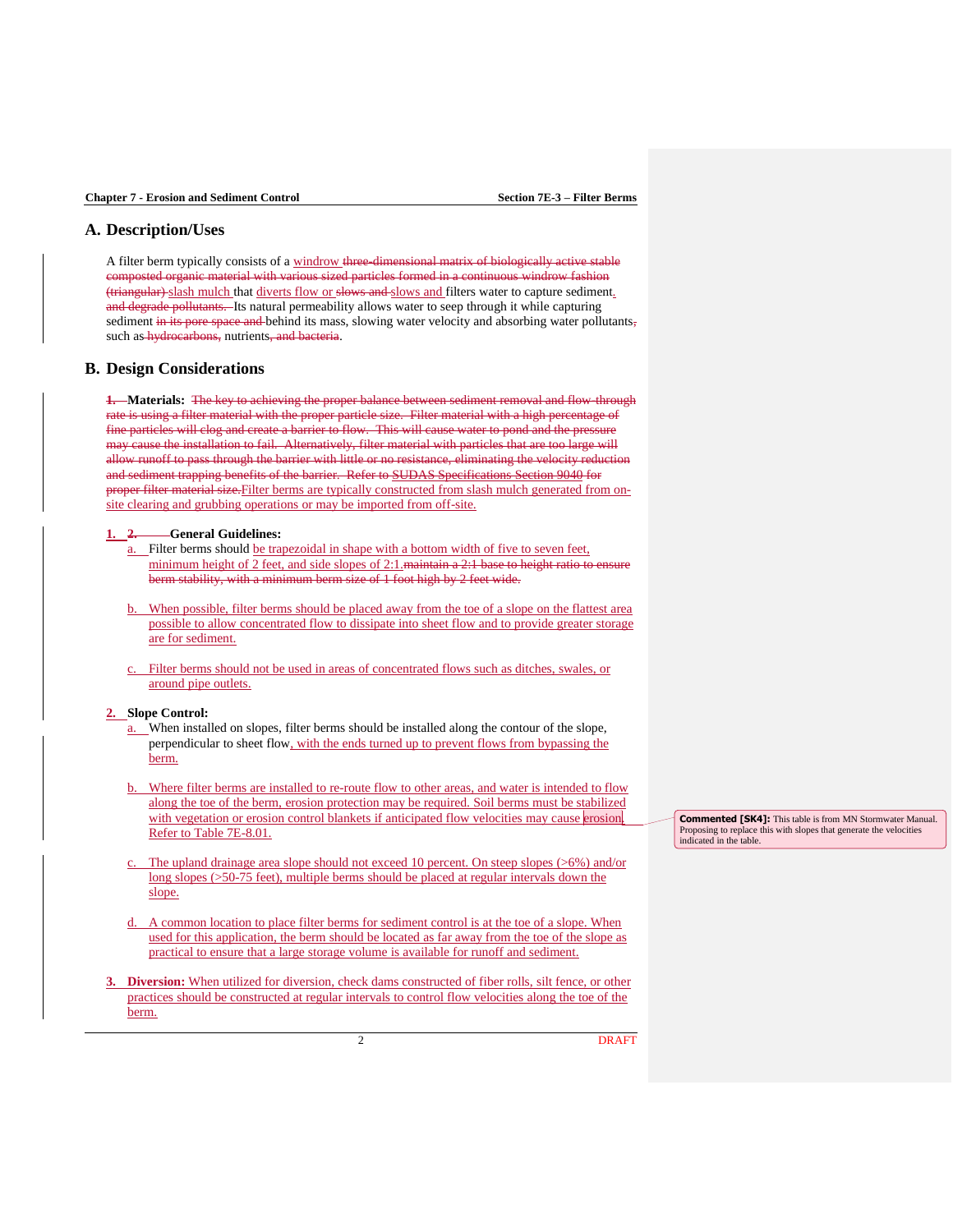## A. Description/Uses

A filter berm typically consists of a windrow ~~three-dimensional matrix of biologically active stable composted organic material with various sized particles formed in a continuous windrow fashion (triangular)~~ slash mulch that diverts flow or ~~slows and~~ slows and filters water to capture sediment. ~~and degrade pollutants.~~ Its natural permeability allows water to seep through it while capturing sediment ~~in its pore space and~~ behind its mass, slowing water velocity and absorbing water pollutants~~,~~ such as ~~hydrocarbons,~~ nutrients~~, and bacteria~~.

## B. Design Considerations

~~1.~~ **Materials:** ~~The key to achieving the proper balance between sediment removal and flow-through rate is using a filter material with the proper particle size. Filter material with a high percentage of fine particles will clog and create a barrier to flow. This will cause water to pond and the pressure may cause the installation to fail. Alternatively, filter material with particles that are too large will allow runoff to pass through the barrier with little or no resistance, eliminating the velocity reduction and sediment trapping benefits of the barrier. Refer to SUDAS Specifications Section 9040 for proper filter material size.~~ Filter berms are typically constructed from slash mulch generated from on-site clearing and grubbing operations or may be imported from off-site.

**1. ~~2.~~ General Guidelines:**

a. Filter berms should be trapezoidal in shape with a bottom width of five to seven feet, minimum height of 2 feet, and side slopes of 2:1. ~~maintain a 2:1 base to height ratio to ensure berm stability, with a minimum berm size of 1 foot high by 2 feet wide.~~

b. When possible, filter berms should be placed away from the toe of a slope on the flattest area possible to allow concentrated flow to dissipate into sheet flow and to provide greater storage are for sediment.

c. Filter berms should not be used in areas of concentrated flows such as ditches, swales, or around pipe outlets.

**2. Slope Control:**

a. When installed on slopes, filter berms should be installed along the contour of the slope, perpendicular to sheet flow, with the ends turned up to prevent flows from bypassing the berm.

b. Where filter berms are installed to re-route flow to other areas, and water is intended to flow along the toe of the berm, erosion protection may be required. Soil berms must be stabilized with vegetation or erosion control blankets if anticipated flow velocities may cause erosion. Refer to Table 7E-8.01.

c. The upland drainage area slope should not exceed 10 percent. On steep slopes (>6%) and/or long slopes (>50-75 feet), multiple berms should be placed at regular intervals down the slope.

d. A common location to place filter berms for sediment control is at the toe of a slope. When used for this application, the berm should be located as far away from the toe of the slope as practical to ensure that a large storage volume is available for runoff and sediment.

**3. Diversion:** When utilized for diversion, check dams constructed of fiber rolls, silt fence, or other practices should be constructed at regular intervals to control flow velocities along the toe of the berm.

**Commented [SK4]:** This table is from MN Stormwater Manual. Proposing to replace this with slopes that generate the velocities indicated in the table.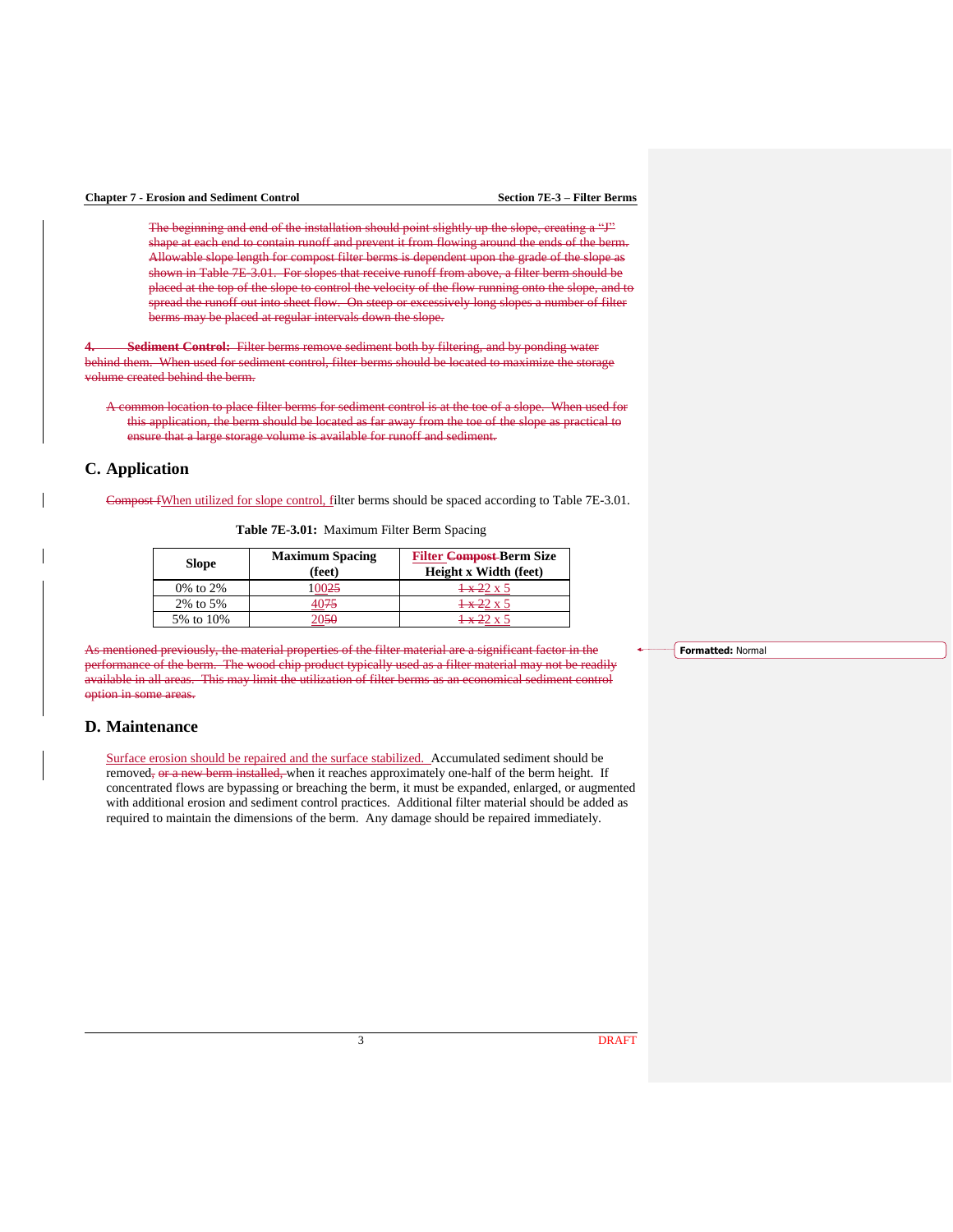~~The beginning and end of the installation should point slightly up the slope, creating a "J" shape at each end to contain runoff and prevent it from flowing around the ends of the berm. Allowable slope length for compost filter berms is dependent upon the grade of the slope as shown in Table 7E-3.01. For slopes that receive runoff from above, a filter berm should be placed at the top of the slope to control the velocity of the flow running onto the slope, and to spread the runoff out into sheet flow. On steep or excessively long slopes a number of filter berms may be placed at regular intervals down the slope.~~

~~4. **Sediment Control:** Filter berms remove sediment both by filtering, and by ponding water behind them. When used for sediment control, filter berms should be located to maximize the storage volume created behind the berm.~~

~~A common location to place filter berms for sediment control is at the toe of a slope. When used for this application, the berm should be located as far away from the toe of the slope as practical to ensure that a large storage volume is available for runoff and sediment.~~

## C. Application

~~Compost f~~When utilized for slope control, filter berms should be spaced according to Table 7E-3.01.

**Table 7E-3.01:** Maximum Filter Berm Spacing

| Slope | Maximum Spacing (feet) | Filter ~~Compost~~ Berm Size Height x Width (feet) |
|---|---|---|
| 0% to 2% | 100~~25~~ | ~~1 x 2~~2 x 5 |
| 2% to 5% | 40~~75~~ | ~~1 x 2~~2 x 5 |
| 5% to 10% | 20~~50~~ | ~~1 x 2~~2 x 5 |

~~As mentioned previously, the material properties of the filter material are a significant factor in the performance of the berm. The wood chip product typically used as a filter material may not be readily available in all areas. This may limit the utilization of filter berms as an economical sediment control option in some areas.~~

## D. Maintenance

Surface erosion should be repaired and the surface stabilized. Accumulated sediment should be removed~~, or a new berm installed,~~ when it reaches approximately one-half of the berm height. If concentrated flows are bypassing or breaching the berm, it must be expanded, enlarged, or augmented with additional erosion and sediment control practices. Additional filter material should be added as required to maintain the dimensions of the berm. Any damage should be repaired immediately.